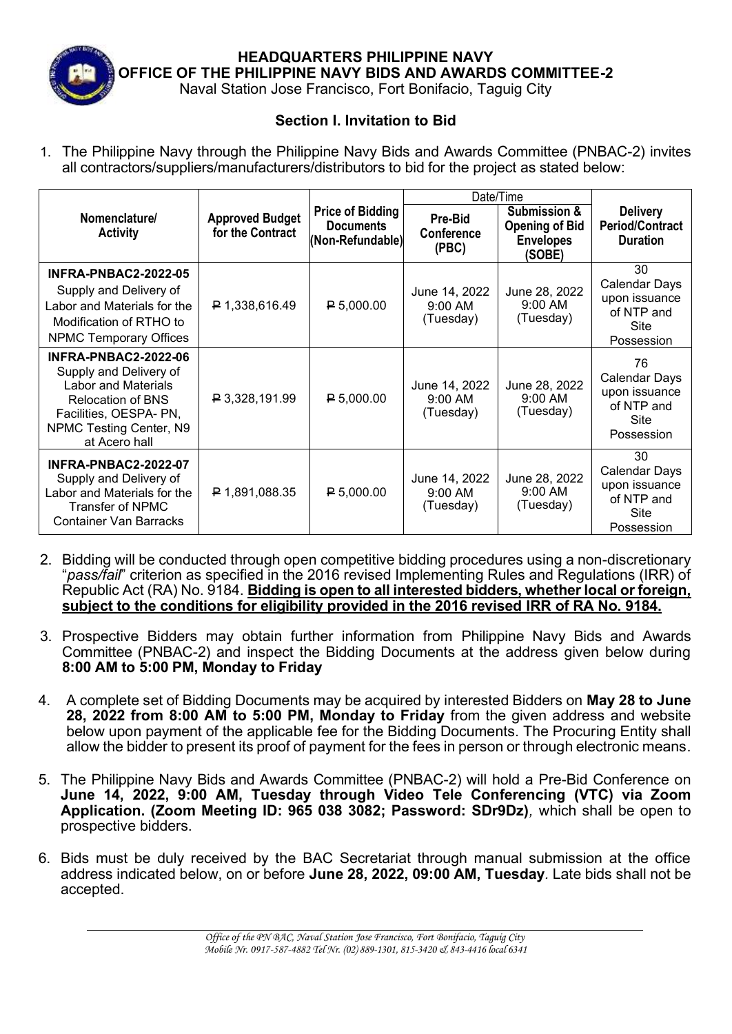**HEADQUARTERS PHILIPPINE NAVY**
**OFFICE OF THE PHILIPPINE NAVY BIDS AND AWARDS COMMITTEE-2**
Naval Station Jose Francisco, Fort Bonifacio, Taguig City

## Section I. Invitation to Bid

1. The Philippine Navy through the Philippine Navy Bids and Awards Committee (PNBAC-2) invites all contractors/suppliers/manufacturers/distributors to bid for the project as stated below:

| Nomenclature/ Activity | Approved Budget for the Contract | Price of Bidding Documents (Non-Refundable) | Date/Time | | Delivery Period/Contract Duration |
|---|---|---|---|---|---|
| | | | Pre-Bid Conference (PBC) | Submission & Opening of Bid Envelopes (SOBE) | |
| **INFRA-PNBAC2-2022-05** Supply and Delivery of Labor and Materials for the Modification of RTHO to NPMC Temporary Offices | ₱ 1,338,616.49 | ₱ 5,000.00 | June 14, 2022 9:00 AM (Tuesday) | June 28, 2022 9:00 AM (Tuesday) | 30 Calendar Days upon issuance of NTP and Site Possession |
| **INFRA-PNBAC2-2022-06** Supply and Delivery of Labor and Materials Relocation of BNS Facilities, OESPA- PN, NPMC Testing Center, N9 at Acero hall | ₱ 3,328,191.99 | ₱ 5,000.00 | June 14, 2022 9:00 AM (Tuesday) | June 28, 2022 9:00 AM (Tuesday) | 76 Calendar Days upon issuance of NTP and Site Possession |
| **INFRA-PNBAC2-2022-07** Supply and Delivery of Labor and Materials for the Transfer of NPMC Container Van Barracks | ₱ 1,891,088.35 | ₱ 5,000.00 | June 14, 2022 9:00 AM (Tuesday) | June 28, 2022 9:00 AM (Tuesday) | 30 Calendar Days upon issuance of NTP and Site Possession |

2. Bidding will be conducted through open competitive bidding procedures using a non-discretionary "*pass/fail*" criterion as specified in the 2016 revised Implementing Rules and Regulations (IRR) of Republic Act (RA) No. 9184. **Bidding is open to all interested bidders, whether local or foreign, subject to the conditions for eligibility provided in the 2016 revised IRR of RA No. 9184.**

3. Prospective Bidders may obtain further information from Philippine Navy Bids and Awards Committee (PNBAC-2) and inspect the Bidding Documents at the address given below during **8:00 AM to 5:00 PM, Monday to Friday**

4. A complete set of Bidding Documents may be acquired by interested Bidders on **May 28 to June 28, 2022 from 8:00 AM to 5:00 PM, Monday to Friday** from the given address and website below upon payment of the applicable fee for the Bidding Documents. The Procuring Entity shall allow the bidder to present its proof of payment for the fees in person or through electronic means.

5. The Philippine Navy Bids and Awards Committee (PNBAC-2) will hold a Pre-Bid Conference on **June 14, 2022, 9:00 AM, Tuesday through Video Tele Conferencing (VTC) via Zoom Application. (Zoom Meeting ID: 965 038 3082; Password: SDr9Dz)***,* which shall be open to prospective bidders.

6. Bids must be duly received by the BAC Secretariat through manual submission at the office address indicated below, on or before **June 28, 2022, 09:00 AM, Tuesday**. Late bids shall not be accepted.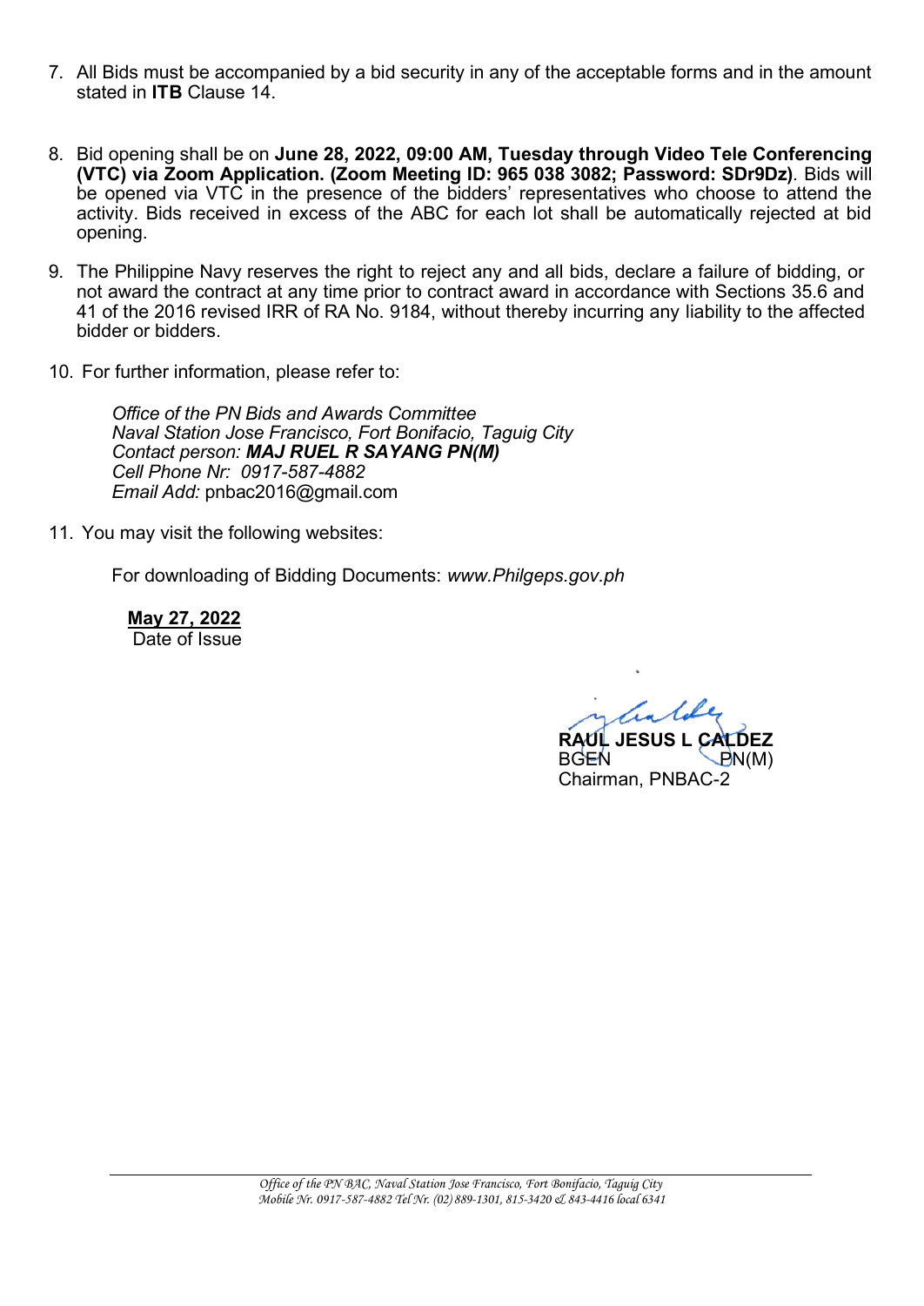7. All Bids must be accompanied by a bid security in any of the acceptable forms and in the amount stated in **ITB** Clause 14.

8. Bid opening shall be on **June 28, 2022, 09:00 AM, Tuesday through Video Tele Conferencing (VTC) via Zoom Application. (Zoom Meeting ID: 965 038 3082; Password: SDr9Dz)**. Bids will be opened via VTC in the presence of the bidders' representatives who choose to attend the activity. Bids received in excess of the ABC for each lot shall be automatically rejected at bid opening.

9. The Philippine Navy reserves the right to reject any and all bids, declare a failure of bidding, or not award the contract at any time prior to contract award in accordance with Sections 35.6 and 41 of the 2016 revised IRR of RA No. 9184, without thereby incurring any liability to the affected bidder or bidders.

10. For further information, please refer to:

    *Office of the PN Bids and Awards Committee*
    *Naval Station Jose Francisco, Fort Bonifacio, Taguig City*
    *Contact person:* ***MAJ RUEL R SAYANG PN(M)***
    *Cell Phone Nr: 0917-587-4882*
    *Email Add:* pnbac2016@gmail.com

11. You may visit the following websites:

    For downloading of Bidding Documents: *www.Philgeps.gov.ph*

**May 27, 2022**
Date of Issue

**RAUL JESUS L CALDEZ**
BGEN PN(M)
Chairman, PNBAC-2

*Office of the PN BAC, Naval Station Jose Francisco, Fort Bonifacio, Taguig City*
*Mobile Nr. 0917-587-4882 Tel Nr. (02) 889-1301, 815-3420 & 843-4416 local 6341*